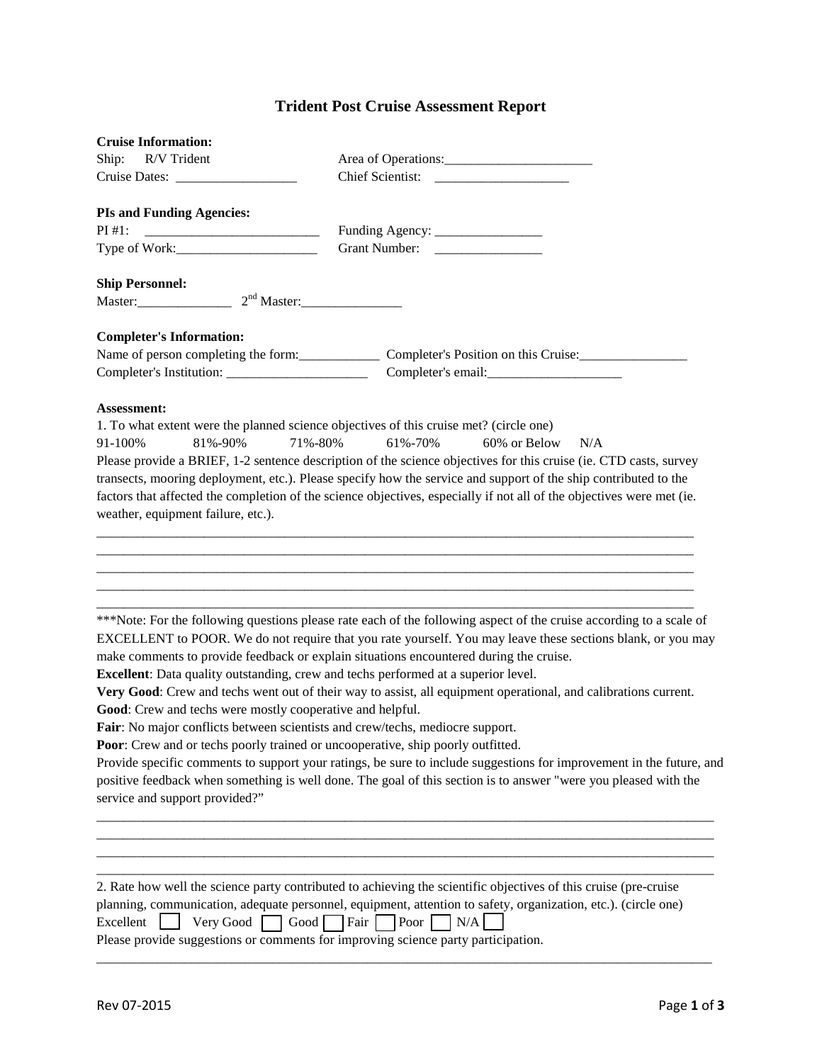# Trident Post Cruise Assessment Report

**Cruise Information:**

Ship: R/V Trident

Area of Operations:______________________

Cruise Dates: __________________

Chief Scientist: ____________________

**PIs and Funding Agencies:**

PI #1: __________________________

Funding Agency: ________________

Type of Work:_____________________

Grant Number: ________________

**Ship Personnel:**

Master:______________ 2nd Master:_______________

**Completer's Information:**

Name of person completing the form:____________ Completer's Position on this Cruise:________________

Completer's Institution: _____________________ Completer's email:____________________

**Assessment:**

1. To what extent were the planned science objectives of this cruise met? (circle one)

91-100% 81%-90% 71%-80% 61%-70% 60% or Below N/A

Please provide a BRIEF, 1-2 sentence description of the science objectives for this cruise (ie. CTD casts, survey transects, mooring deployment, etc.). Please specify how the service and support of the ship contributed to the factors that affected the completion of the science objectives, especially if not all of the objectives were met (ie. weather, equipment failure, etc.).

_____________________________________________________________________________________
_____________________________________________________________________________________
_____________________________________________________________________________________
_____________________________________________________________________________________
_____________________________________________________________________________________

***Note: For the following questions please rate each of the following aspect of the cruise according to a scale of EXCELLENT to POOR. We do not require that you rate yourself. You may leave these sections blank, or you may make comments to provide feedback or explain situations encountered during the cruise.

**Excellent**: Data quality outstanding, crew and techs performed at a superior level.

**Very Good**: Crew and techs went out of their way to assist, all equipment operational, and calibrations current.

**Good**: Crew and techs were mostly cooperative and helpful.

**Fair**: No major conflicts between scientists and crew/techs, mediocre support.

**Poor**: Crew and or techs poorly trained or uncooperative, ship poorly outfitted.

Provide specific comments to support your ratings, be sure to include suggestions for improvement in the future, and positive feedback when something is well done. The goal of this section is to answer "were you pleased with the service and support provided?"

_____________________________________________________________________________________
_____________________________________________________________________________________
_____________________________________________________________________________________
_____________________________________________________________________________________

2. Rate how well the science party contributed to achieving the scientific objectives of this cruise (pre-cruise planning, communication, adequate personnel, equipment, attention to safety, organization, etc.). (circle one)

Excellent ☐ Very Good ☐ Good ☐ Fair ☐ Poor ☐ N/A ☐

Please provide suggestions or comments for improving science party participation.

_____________________________________________________________________________________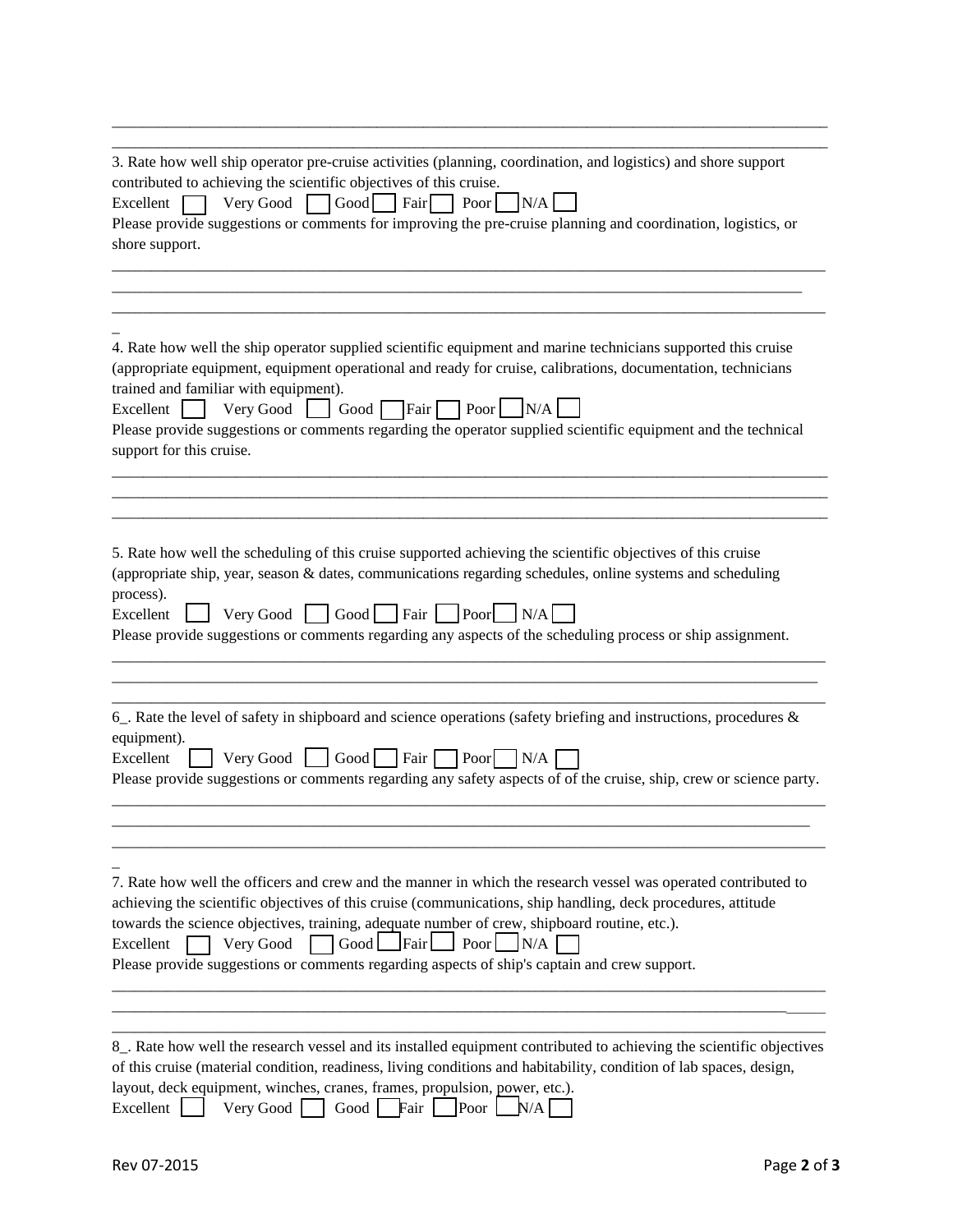\_\_\_\_\_\_\_\_\_\_\_\_\_\_\_\_\_\_\_\_\_\_\_\_\_\_\_\_\_\_\_\_\_\_\_\_\_\_\_\_\_\_\_\_\_\_\_\_\_\_\_\_\_\_\_\_\_\_\_\_\_\_\_\_\_\_\_\_\_\_\_\_\_\_\_\_\_\_\_\_\_\_\_\_\_\_\_\_

\_\_\_\_\_\_\_\_\_\_\_\_\_\_\_\_\_\_\_\_\_\_\_\_\_\_\_\_\_\_\_\_\_\_\_\_\_\_\_\_\_\_\_\_\_\_\_\_\_\_\_\_\_\_\_\_\_\_\_\_\_\_\_\_\_\_\_\_\_\_\_\_\_\_\_\_\_\_\_\_\_\_\_\_\_\_\_\_

3. Rate how well ship operator pre-cruise activities (planning, coordination, and logistics) and shore support contributed to achieving the scientific objectives of this cruise.

Excellent ☐ Very Good ☐ Good ☐ Fair ☐ Poor ☐ N/A ☐

Please provide suggestions or comments for improving the pre-cruise planning and coordination, logistics, or shore support.

\_\_\_\_\_\_\_\_\_\_\_\_\_\_\_\_\_\_\_\_\_\_\_\_\_\_\_\_\_\_\_\_\_\_\_\_\_\_\_\_\_\_\_\_\_\_\_\_\_\_\_\_\_\_\_\_\_\_\_\_\_\_\_\_\_\_\_\_\_\_\_\_\_\_\_\_\_\_\_\_\_\_\_\_\_\_\_\_

\_\_\_\_\_\_\_\_\_\_\_\_\_\_\_\_\_\_\_\_\_\_\_\_\_\_\_\_\_\_\_\_\_\_\_\_\_\_\_\_\_\_\_\_\_\_\_\_\_\_\_\_\_\_\_\_\_\_\_\_\_\_\_\_\_\_\_\_\_\_\_\_\_\_\_\_\_\_\_\_\_\_\_\_\_\_

\_\_\_\_\_\_\_\_\_\_\_\_\_\_\_\_\_\_\_\_\_\_\_\_\_\_\_\_\_\_\_\_\_\_\_\_\_\_\_\_\_\_\_\_\_\_\_\_\_\_\_\_\_\_\_\_\_\_\_\_\_\_\_\_\_\_\_\_\_\_\_\_\_\_\_\_\_\_\_\_\_\_\_\_\_\_\_\_

4. Rate how well the ship operator supplied scientific equipment and marine technicians supported this cruise (appropriate equipment, equipment operational and ready for cruise, calibrations, documentation, technicians trained and familiar with equipment).

Excellent ☐ Very Good ☐ Good ☐ Fair ☐ Poor ☐ N/A ☐

Please provide suggestions or comments regarding the operator supplied scientific equipment and the technical support for this cruise.

\_\_\_\_\_\_\_\_\_\_\_\_\_\_\_\_\_\_\_\_\_\_\_\_\_\_\_\_\_\_\_\_\_\_\_\_\_\_\_\_\_\_\_\_\_\_\_\_\_\_\_\_\_\_\_\_\_\_\_\_\_\_\_\_\_\_\_\_\_\_\_\_\_\_\_\_\_\_\_\_\_\_\_\_\_\_\_\_

\_\_\_\_\_\_\_\_\_\_\_\_\_\_\_\_\_\_\_\_\_\_\_\_\_\_\_\_\_\_\_\_\_\_\_\_\_\_\_\_\_\_\_\_\_\_\_\_\_\_\_\_\_\_\_\_\_\_\_\_\_\_\_\_\_\_\_\_\_\_\_\_\_\_\_\_\_\_\_\_\_\_\_\_\_\_\_\_

\_\_\_\_\_\_\_\_\_\_\_\_\_\_\_\_\_\_\_\_\_\_\_\_\_\_\_\_\_\_\_\_\_\_\_\_\_\_\_\_\_\_\_\_\_\_\_\_\_\_\_\_\_\_\_\_\_\_\_\_\_\_\_\_\_\_\_\_\_\_\_\_\_\_\_\_\_\_\_\_\_\_\_\_\_\_\_\_

5. Rate how well the scheduling of this cruise supported achieving the scientific objectives of this cruise (appropriate ship, year, season & dates, communications regarding schedules, online systems and scheduling process).

Excellent ☐ Very Good ☐ Good ☐ Fair ☐ Poor ☐ N/A ☐

Please provide suggestions or comments regarding any aspects of the scheduling process or ship assignment.

\_\_\_\_\_\_\_\_\_\_\_\_\_\_\_\_\_\_\_\_\_\_\_\_\_\_\_\_\_\_\_\_\_\_\_\_\_\_\_\_\_\_\_\_\_\_\_\_\_\_\_\_\_\_\_\_\_\_\_\_\_\_\_\_\_\_\_\_\_\_\_\_\_\_\_\_\_\_\_\_\_\_\_\_\_\_\_\_

\_\_\_\_\_\_\_\_\_\_\_\_\_\_\_\_\_\_\_\_\_\_\_\_\_\_\_\_\_\_\_\_\_\_\_\_\_\_\_\_\_\_\_\_\_\_\_\_\_\_\_\_\_\_\_\_\_\_\_\_\_\_\_\_\_\_\_\_\_\_\_\_\_\_\_\_\_\_\_\_\_\_\_\_\_\_\_

\_\_\_\_\_\_\_\_\_\_\_\_\_\_\_\_\_\_\_\_\_\_\_\_\_\_\_\_\_\_\_\_\_\_\_\_\_\_\_\_\_\_\_\_\_\_\_\_\_\_\_\_\_\_\_\_\_\_\_\_\_\_\_\_\_\_\_\_\_\_\_\_\_\_\_\_\_\_\_\_\_\_\_\_\_\_\_\_

6_. Rate the level of safety in shipboard and science operations (safety briefing and instructions, procedures & equipment).

Excellent ☐ Very Good ☐ Good ☐ Fair ☐ Poor ☐ N/A ☐

Please provide suggestions or comments regarding any safety aspects of of the cruise, ship, crew or science party.

\_\_\_\_\_\_\_\_\_\_\_\_\_\_\_\_\_\_\_\_\_\_\_\_\_\_\_\_\_\_\_\_\_\_\_\_\_\_\_\_\_\_\_\_\_\_\_\_\_\_\_\_\_\_\_\_\_\_\_\_\_\_\_\_\_\_\_\_\_\_\_\_\_\_\_\_\_\_\_\_\_\_\_\_\_\_\_\_

\_\_\_\_\_\_\_\_\_\_\_\_\_\_\_\_\_\_\_\_\_\_\_\_\_\_\_\_\_\_\_\_\_\_\_\_\_\_\_\_\_\_\_\_\_\_\_\_\_\_\_\_\_\_\_\_\_\_\_\_\_\_\_\_\_\_\_\_\_\_\_\_\_\_\_\_\_\_\_\_\_\_\_\_\_\_

\_\_\_\_\_\_\_\_\_\_\_\_\_\_\_\_\_\_\_\_\_\_\_\_\_\_\_\_\_\_\_\_\_\_\_\_\_\_\_\_\_\_\_\_\_\_\_\_\_\_\_\_\_\_\_\_\_\_\_\_\_\_\_\_\_\_\_\_\_\_\_\_\_\_\_\_\_\_\_\_\_\_\_\_\_\_\_\_

7. Rate how well the officers and crew and the manner in which the research vessel was operated contributed to achieving the scientific objectives of this cruise (communications, ship handling, deck procedures, attitude towards the science objectives, training, adequate number of crew, shipboard routine, etc.).

Excellent ☐ Very Good ☐ Good ☐ Fair ☐ Poor ☐ N/A ☐

Please provide suggestions or comments regarding aspects of ship's captain and crew support.

\_\_\_\_\_\_\_\_\_\_\_\_\_\_\_\_\_\_\_\_\_\_\_\_\_\_\_\_\_\_\_\_\_\_\_\_\_\_\_\_\_\_\_\_\_\_\_\_\_\_\_\_\_\_\_\_\_\_\_\_\_\_\_\_\_\_\_\_\_\_\_\_\_\_\_\_\_\_\_\_\_\_\_\_\_\_\_\_

\_\_\_\_\_\_\_\_\_\_\_\_\_\_\_\_\_\_\_\_\_\_\_\_\_\_\_\_\_\_\_\_\_\_\_\_\_\_\_\_\_\_\_\_\_\_\_\_\_\_\_\_\_\_\_\_\_\_\_\_\_\_\_\_\_\_\_\_\_\_\_\_\_\_\_\_\_\_\_\_\_\_\_\_\_\_\_\_

\_\_\_\_\_\_\_\_\_\_\_\_\_\_\_\_\_\_\_\_\_\_\_\_\_\_\_\_\_\_\_\_\_\_\_\_\_\_\_\_\_\_\_\_\_\_\_\_\_\_\_\_\_\_\_\_\_\_\_\_\_\_\_\_\_\_\_\_\_\_\_\_\_\_\_\_\_\_\_\_\_\_\_\_\_\_\_\_

8_. Rate how well the research vessel and its installed equipment contributed to achieving the scientific objectives of this cruise (material condition, readiness, living conditions and habitability, condition of lab spaces, design, layout, deck equipment, winches, cranes, frames, propulsion, power, etc.).

Excellent ☐ Very Good ☐ Good ☐ Fair ☐ Poor ☐ N/A ☐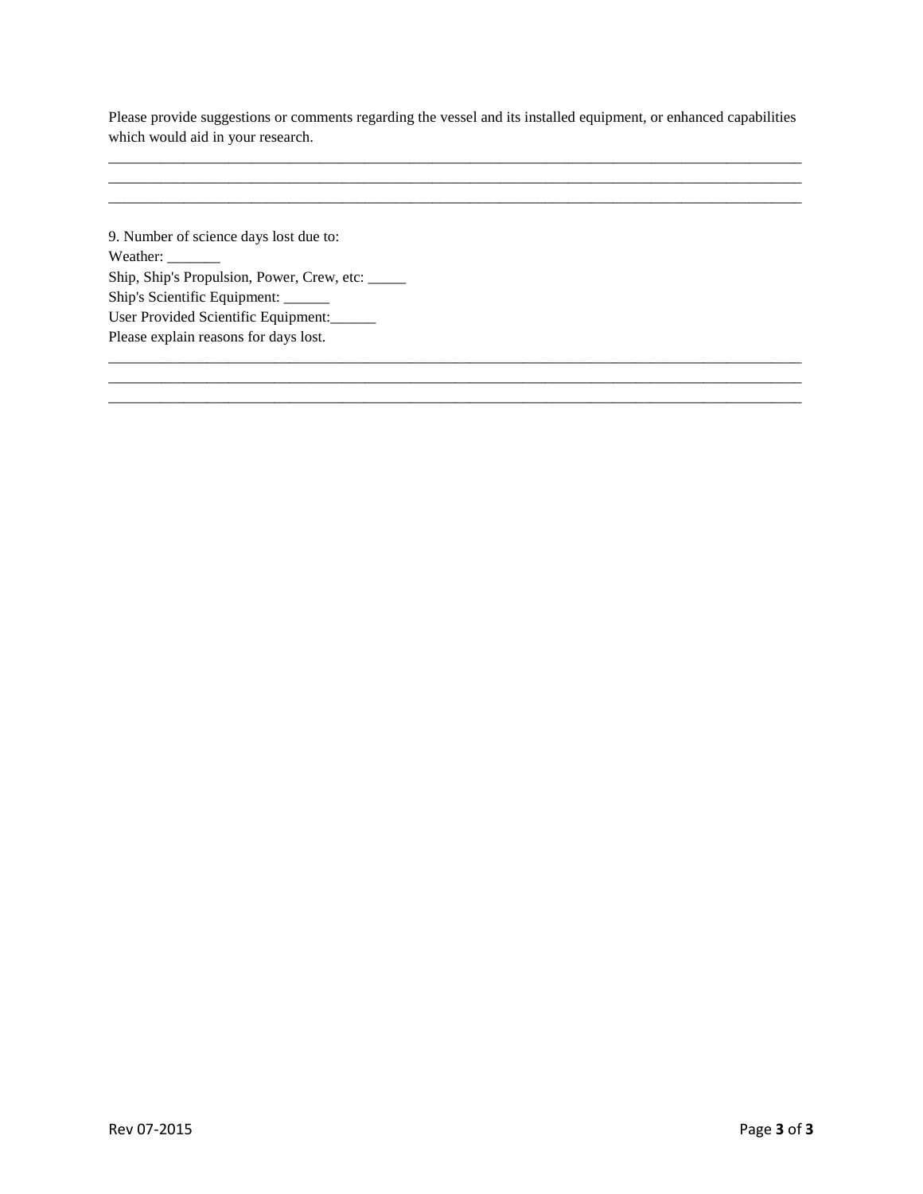Please provide suggestions or comments regarding the vessel and its installed equipment, or enhanced capabilities which would aid in your research.

_______________________________________________________________________________________________
_______________________________________________________________________________________________
_______________________________________________________________________________________________

9. Number of science days lost due to:

Weather: _______

Ship, Ship's Propulsion, Power, Crew, etc: _____

Ship's Scientific Equipment: ______

User Provided Scientific Equipment:______

Please explain reasons for days lost.

_______________________________________________________________________________________________
_______________________________________________________________________________________________
_______________________________________________________________________________________________

Rev 07-2015